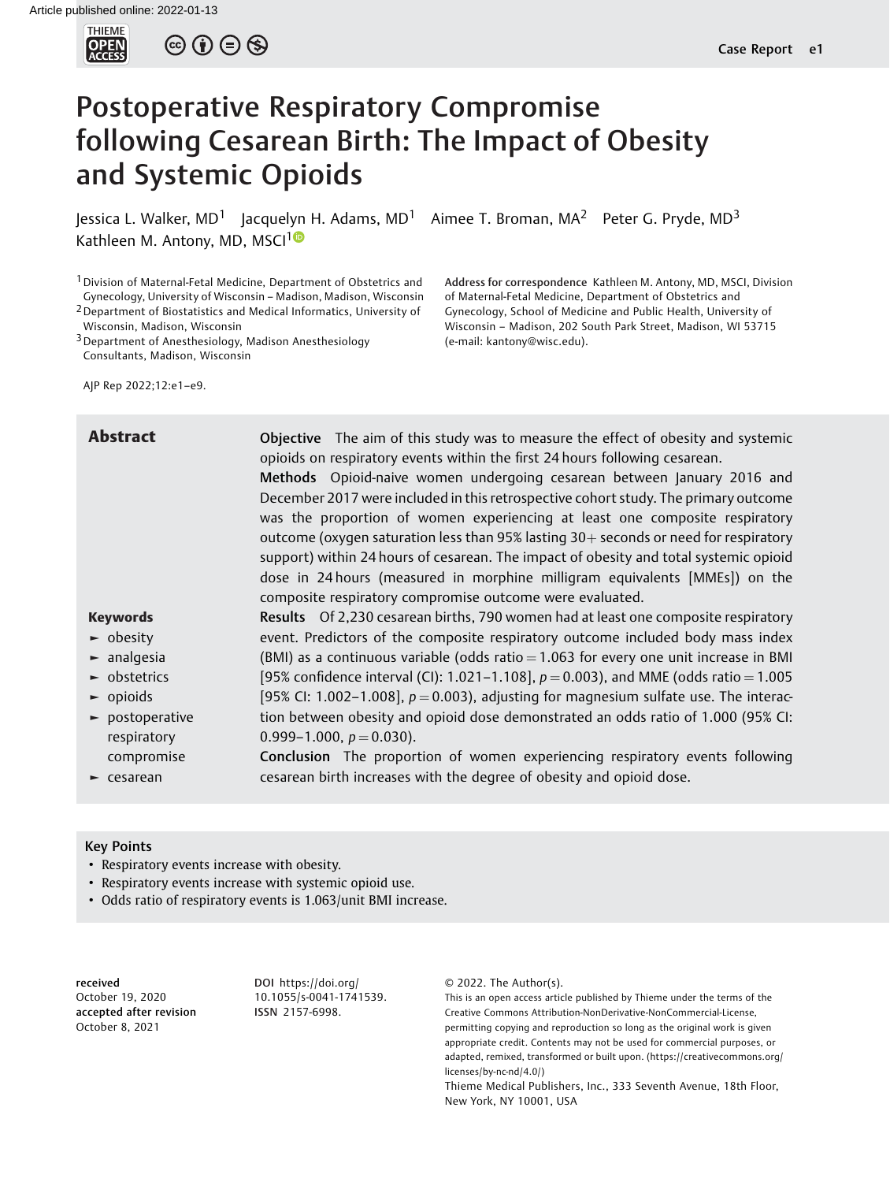# Postoperative Respiratory Compromise following Cesarean Birth: The Impact of Obesity and Systemic Opioids

Jessica L. Walker, MD[1] Jacquelyn H. Adams, MD[1] Aimee T. Broman, MA[2] Peter G. Pryde, MD[3] Kathleen M. Antony, MD, MSCI[1]

[1] Division of Maternal-Fetal Medicine, Department of Obstetrics and Gynecology, University of Wisconsin – Madison, Madison, Wisconsin
[2] Department of Biostatistics and Medical Informatics, University of Wisconsin, Madison, Wisconsin
[3] Department of Anesthesiology, Madison Anesthesiology Consultants, Madison, Wisconsin

**Address for correspondence** Kathleen M. Antony, MD, MSCI, Division of Maternal-Fetal Medicine, Department of Obstetrics and Gynecology, School of Medicine and Public Health, University of Wisconsin – Madison, 202 South Park Street, Madison, WI 53715 (e-mail: kantony@wisc.edu).

AJP Rep 2022;12:e1–e9.

## Abstract

**Objective** The aim of this study was to measure the effect of obesity and systemic opioids on respiratory events within the first 24 hours following cesarean.

**Methods** Opioid-naive women undergoing cesarean between January 2016 and December 2017 were included in this retrospective cohort study. The primary outcome was the proportion of women experiencing at least one composite respiratory outcome (oxygen saturation less than 95% lasting 30+ seconds or need for respiratory support) within 24 hours of cesarean. The impact of obesity and total systemic opioid dose in 24 hours (measured in morphine milligram equivalents [MMEs]) on the composite respiratory compromise outcome were evaluated.

**Results** Of 2,230 cesarean births, 790 women had at least one composite respiratory event. Predictors of the composite respiratory outcome included body mass index (BMI) as a continuous variable (odds ratio = 1.063 for every one unit increase in BMI [95% confidence interval (CI): 1.021–1.108], $p = 0.003$), and MME (odds ratio = 1.005 [95% CI: 1.002–1.008], $p = 0.003$), adjusting for magnesium sulfate use. The interaction between obesity and opioid dose demonstrated an odds ratio of 1.000 (95% CI: 0.999–1.000, $p = 0.030$).

**Conclusion** The proportion of women experiencing respiratory events following cesarean birth increases with the degree of obesity and opioid dose.

**Keywords**
- obesity
- analgesia
- obstetrics
- opioids
- postoperative respiratory compromise
- cesarean

### Key Points

- Respiratory events increase with obesity.
- Respiratory events increase with systemic opioid use.
- Odds ratio of respiratory events is 1.063/unit BMI increase.

**received** October 19, 2020
**accepted after revision** October 8, 2021

**DOI** https://doi.org/10.1055/s-0041-1741539.
**ISSN** 2157-6998.

© 2022. The Author(s).
This is an open access article published by Thieme under the terms of the Creative Commons Attribution-NonDerivative-NonCommercial-License, permitting copying and reproduction so long as the original work is given appropriate credit. Contents may not be used for commercial purposes, or adapted, remixed, transformed or built upon. (https://creativecommons.org/licenses/by-nc-nd/4.0/)
Thieme Medical Publishers, Inc., 333 Seventh Avenue, 18th Floor, New York, NY 10001, USA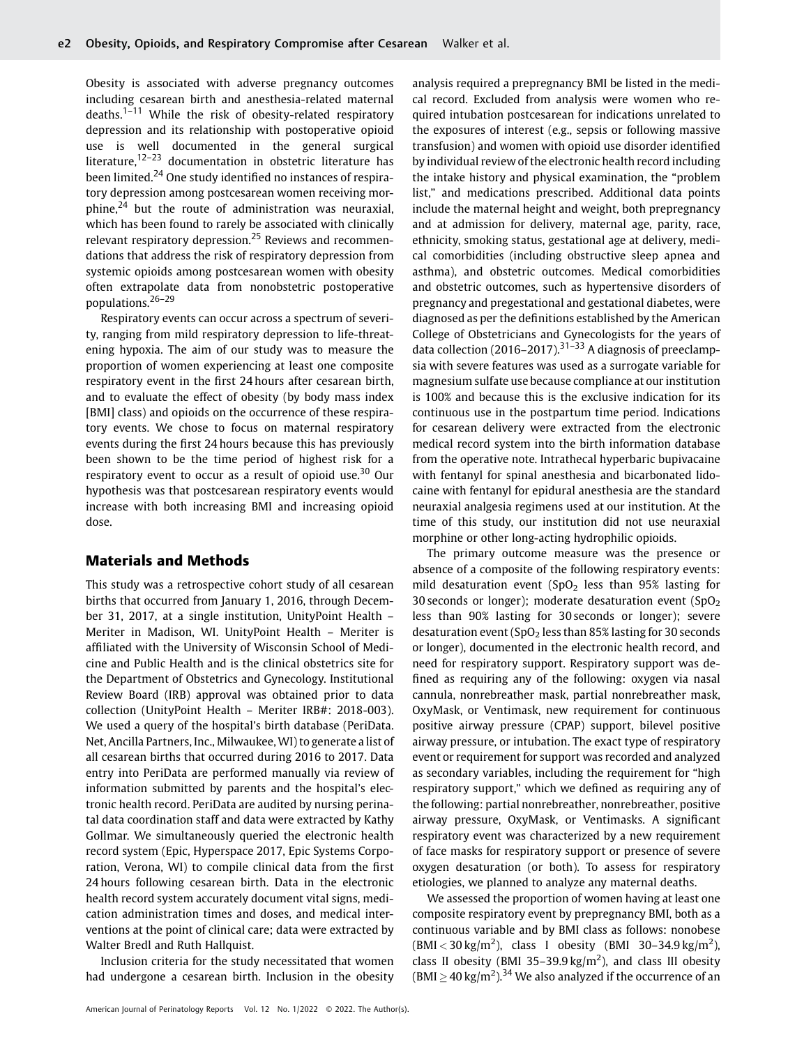Obesity is associated with adverse pregnancy outcomes including cesarean birth and anesthesia-related maternal deaths.[1–11] While the risk of obesity-related respiratory depression and its relationship with postoperative opioid use is well documented in the general surgical literature,[12–23] documentation in obstetric literature has been limited.[24] One study identified no instances of respiratory depression among postcesarean women receiving morphine,[24] but the route of administration was neuraxial, which has been found to rarely be associated with clinically relevant respiratory depression.[25] Reviews and recommendations that address the risk of respiratory depression from systemic opioids among postcesarean women with obesity often extrapolate data from nonobstetric postoperative populations.[26–29]

Respiratory events can occur across a spectrum of severity, ranging from mild respiratory depression to life-threatening hypoxia. The aim of our study was to measure the proportion of women experiencing at least one composite respiratory event in the first 24 hours after cesarean birth, and to evaluate the effect of obesity (by body mass index [BMI] class) and opioids on the occurrence of these respiratory events. We chose to focus on maternal respiratory events during the first 24 hours because this has previously been shown to be the time period of highest risk for a respiratory event to occur as a result of opioid use.[30] Our hypothesis was that postcesarean respiratory events would increase with both increasing BMI and increasing opioid dose.

## Materials and Methods

This study was a retrospective cohort study of all cesarean births that occurred from January 1, 2016, through December 31, 2017, at a single institution, UnityPoint Health – Meriter in Madison, WI. UnityPoint Health – Meriter is affiliated with the University of Wisconsin School of Medicine and Public Health and is the clinical obstetrics site for the Department of Obstetrics and Gynecology. Institutional Review Board (IRB) approval was obtained prior to data collection (UnityPoint Health – Meriter IRB#: 2018-003). We used a query of the hospital's birth database (PeriData. Net, Ancilla Partners, Inc., Milwaukee, WI) to generate a list of all cesarean births that occurred during 2016 to 2017. Data entry into PeriData are performed manually via review of information submitted by parents and the hospital's electronic health record. PeriData are audited by nursing perinatal data coordination staff and data were extracted by Kathy Gollmar. We simultaneously queried the electronic health record system (Epic, Hyperspace 2017, Epic Systems Corporation, Verona, WI) to compile clinical data from the first 24 hours following cesarean birth. Data in the electronic health record system accurately document vital signs, medication administration times and doses, and medical interventions at the point of clinical care; data were extracted by Walter Bredl and Ruth Hallquist.

Inclusion criteria for the study necessitated that women had undergone a cesarean birth. Inclusion in the obesity analysis required a prepregnancy BMI be listed in the medical record. Excluded from analysis were women who required intubation postcesarean for indications unrelated to the exposures of interest (e.g., sepsis or following massive transfusion) and women with opioid use disorder identified by individual review of the electronic health record including the intake history and physical examination, the "problem list," and medications prescribed. Additional data points include the maternal height and weight, both prepregnancy and at admission for delivery, maternal age, parity, race, ethnicity, smoking status, gestational age at delivery, medical comorbidities (including obstructive sleep apnea and asthma), and obstetric outcomes. Medical comorbidities and obstetric outcomes, such as hypertensive disorders of pregnancy and pregestational and gestational diabetes, were diagnosed as per the definitions established by the American College of Obstetricians and Gynecologists for the years of data collection (2016–2017).[31–33] A diagnosis of preeclampsia with severe features was used as a surrogate variable for magnesium sulfate use because compliance at our institution is 100% and because this is the exclusive indication for its continuous use in the postpartum time period. Indications for cesarean delivery were extracted from the electronic medical record system into the birth information database from the operative note. Intrathecal hyperbaric bupivacaine with fentanyl for spinal anesthesia and bicarbonated lidocaine with fentanyl for epidural anesthesia are the standard neuraxial analgesia regimens used at our institution. At the time of this study, our institution did not use neuraxial morphine or other long-acting hydrophilic opioids.

The primary outcome measure was the presence or absence of a composite of the following respiratory events: mild desaturation event ($SpO_2$ less than 95% lasting for 30 seconds or longer); moderate desaturation event ($SpO_2$ less than 90% lasting for 30 seconds or longer); severe desaturation event ($SpO_2$ less than 85% lasting for 30 seconds or longer), documented in the electronic health record, and need for respiratory support. Respiratory support was defined as requiring any of the following: oxygen via nasal cannula, nonrebreather mask, partial nonrebreather mask, OxyMask, or Ventimask, new requirement for continuous positive airway pressure (CPAP) support, bilevel positive airway pressure, or intubation. The exact type of respiratory event or requirement for support was recorded and analyzed as secondary variables, including the requirement for "high respiratory support," which we defined as requiring any of the following: partial nonrebreather, nonrebreather, positive airway pressure, OxyMask, or Ventimasks. A significant respiratory event was characterized by a new requirement of face masks for respiratory support or presence of severe oxygen desaturation (or both). To assess for respiratory etiologies, we planned to analyze any maternal deaths.

We assessed the proportion of women having at least one composite respiratory event by prepregnancy BMI, both as a continuous variable and by BMI class as follows: nonobese ($BMI < 30\ kg/m^2$), class I obesity (BMI $30–34.9\ kg/m^2$), class II obesity (BMI $35–39.9\ kg/m^2$), and class III obesity ($BMI \geq 40\ kg/m^2$).[34] We also analyzed if the occurrence of an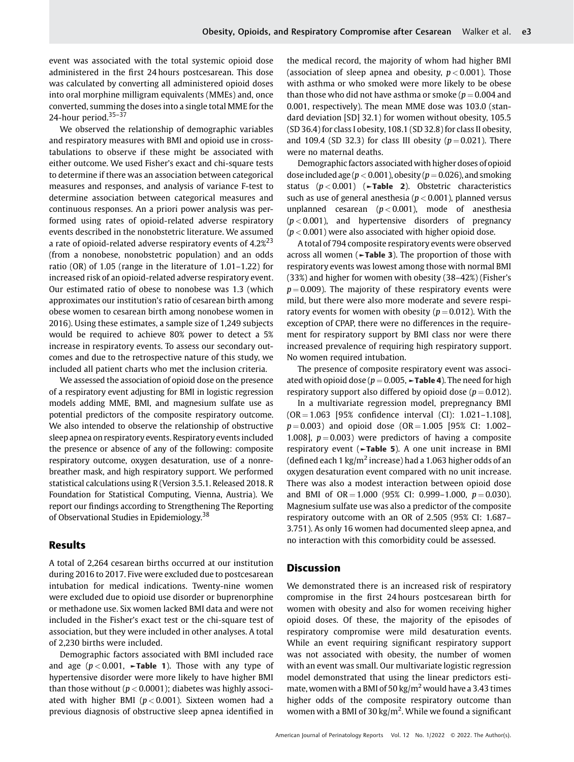event was associated with the total systemic opioid dose administered in the first 24 hours postcesarean. This dose was calculated by converting all administered opioid doses into oral morphine milligram equivalents (MMEs) and, once converted, summing the doses into a single total MME for the 24-hour period.[35–37]

We observed the relationship of demographic variables and respiratory measures with BMI and opioid use in cross-tabulations to observe if these might be associated with either outcome. We used Fisher's exact and chi-square tests to determine if there was an association between categorical measures and responses, and analysis of variance F-test to determine association between categorical measures and continuous responses. An a priori power analysis was performed using rates of opioid-related adverse respiratory events described in the nonobstetric literature. We assumed a rate of opioid-related adverse respiratory events of 4.2%[23] (from a nonobese, nonobstetric population) and an odds ratio (OR) of 1.05 (range in the literature of 1.01–1.22) for increased risk of an opioid-related adverse respiratory event. Our estimated ratio of obese to nonobese was 1.3 (which approximates our institution's ratio of cesarean birth among obese women to cesarean birth among nonobese women in 2016). Using these estimates, a sample size of 1,249 subjects would be required to achieve 80% power to detect a 5% increase in respiratory events. To assess our secondary outcomes and due to the retrospective nature of this study, we included all patient charts who met the inclusion criteria.

We assessed the association of opioid dose on the presence of a respiratory event adjusting for BMI in logistic regression models adding MME, BMI, and magnesium sulfate use as potential predictors of the composite respiratory outcome. We also intended to observe the relationship of obstructive sleep apnea on respiratory events. Respiratory events included the presence or absence of any of the following: composite respiratory outcome, oxygen desaturation, use of a nonrebreather mask, and high respiratory support. We performed statistical calculations using R (Version 3.5.1. Released 2018. R Foundation for Statistical Computing, Vienna, Austria). We report our findings according to Strengthening The Reporting of Observational Studies in Epidemiology.[38]

## Results

A total of 2,264 cesarean births occurred at our institution during 2016 to 2017. Five were excluded due to postcesarean intubation for medical indications. Twenty-nine women were excluded due to opioid use disorder or buprenorphine or methadone use. Six women lacked BMI data and were not included in the Fisher's exact test or the chi-square test of association, but they were included in other analyses. A total of 2,230 births were included.

Demographic factors associated with BMI included race and age ($p < 0.001$, ►Table 1). Those with any type of hypertensive disorder were more likely to have higher BMI than those without ($p < 0.0001$); diabetes was highly associated with higher BMI ($p < 0.001$). Sixteen women had a previous diagnosis of obstructive sleep apnea identified in the medical record, the majority of whom had higher BMI (association of sleep apnea and obesity, $p < 0.001$). Those with asthma or who smoked were more likely to be obese than those who did not have asthma or smoke ($p = 0.004$ and 0.001, respectively). The mean MME dose was 103.0 (standard deviation [SD] 32.1) for women without obesity, 105.5 (SD 36.4) for class I obesity, 108.1 (SD 32.8) for class II obesity, and 109.4 (SD 32.3) for class III obesity ($p = 0.021$). There were no maternal deaths.

Demographic factors associated with higher doses of opioid dose included age ($p < 0.001$), obesity ($p = 0.026$), and smoking status ($p < 0.001$) (►Table 2). Obstetric characteristics such as use of general anesthesia ($p < 0.001$), planned versus unplanned cesarean ($p < 0.001$), mode of anesthesia ($p < 0.001$), and hypertensive disorders of pregnancy ($p < 0.001$) were also associated with higher opioid dose.

A total of 794 composite respiratory events were observed across all women (►Table 3). The proportion of those with respiratory events was lowest among those with normal BMI (33%) and higher for women with obesity (38–42%) (Fisher's $p = 0.009$). The majority of these respiratory events were mild, but there were also more moderate and severe respiratory events for women with obesity ($p = 0.012$). With the exception of CPAP, there were no differences in the requirement for respiratory support by BMI class nor were there increased prevalence of requiring high respiratory support. No women required intubation.

The presence of composite respiratory event was associated with opioid dose ($p = 0.005$, ►Table 4). The need for high respiratory support also differed by opioid dose ($p = 0.012$).

In a multivariate regression model, prepregnancy BMI (OR = 1.063 [95% confidence interval (CI): 1.021–1.108], $p = 0.003$) and opioid dose (OR = 1.005 [95% CI: 1.002–1.008], $p = 0.003$) were predictors of having a composite respiratory event (►Table 5). A one unit increase in BMI (defined each 1 $kg/m^2$ increase) had a 1.063 higher odds of an oxygen desaturation event compared with no unit increase. There was also a modest interaction between opioid dose and BMI of OR = 1.000 (95% CI: 0.999–1.000, $p = 0.030$). Magnesium sulfate use was also a predictor of the composite respiratory outcome with an OR of 2.505 (95% CI: 1.687–3.751). As only 16 women had documented sleep apnea, and no interaction with this comorbidity could be assessed.

## Discussion

We demonstrated there is an increased risk of respiratory compromise in the first 24 hours postcesarean birth for women with obesity and also for women receiving higher opioid doses. Of these, the majority of the episodes of respiratory compromise were mild desaturation events. While an event requiring significant respiratory support was not associated with obesity, the number of women with an event was small. Our multivariate logistic regression model demonstrated that using the linear predictors estimate, women with a BMI of 50 $kg/m^2$ would have a 3.43 times higher odds of the composite respiratory outcome than women with a BMI of 30 $kg/m^2$. While we found a significant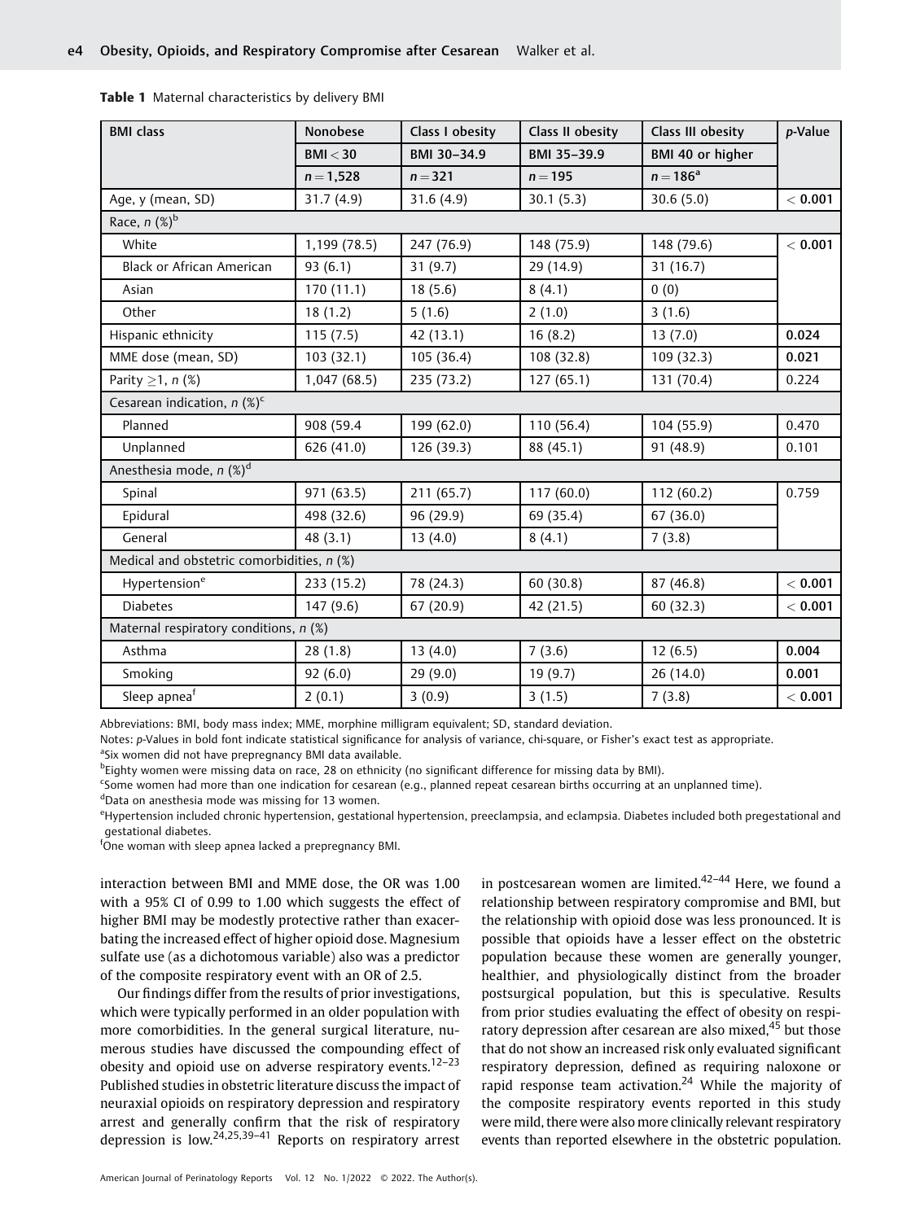**Table 1** Maternal characteristics by delivery BMI

| BMI class | Nonobese | Class I obesity | Class II obesity | Class III obesity | *p*-Value |
|---|---|---|---|---|---|
| | BMI < 30 | BMI 30–34.9 | BMI 35–39.9 | BMI 40 or higher | |
| | *n* = 1,528 | *n* = 321 | *n* = 195 | *n* = 186[a] | |
| Age, y (mean, SD) | 31.7 (4.9) | 31.6 (4.9) | 30.1 (5.3) | 30.6 (5.0) | **< 0.001** |
| Race, *n* (%)[b] | | | | | |
| White | 1,199 (78.5) | 247 (76.9) | 148 (75.9) | 148 (79.6) | **< 0.001** |
| Black or African American | 93 (6.1) | 31 (9.7) | 29 (14.9) | 31 (16.7) | |
| Asian | 170 (11.1) | 18 (5.6) | 8 (4.1) | 0 (0) | |
| Other | 18 (1.2) | 5 (1.6) | 2 (1.0) | 3 (1.6) | |
| Hispanic ethnicity | 115 (7.5) | 42 (13.1) | 16 (8.2) | 13 (7.0) | **0.024** |
| MME dose (mean, SD) | 103 (32.1) | 105 (36.4) | 108 (32.8) | 109 (32.3) | **0.021** |
| Parity ≥1, *n* (%) | 1,047 (68.5) | 235 (73.2) | 127 (65.1) | 131 (70.4) | 0.224 |
| Cesarean indication, *n* (%)[c] | | | | | |
| Planned | 908 (59.4 | 199 (62.0) | 110 (56.4) | 104 (55.9) | 0.470 |
| Unplanned | 626 (41.0) | 126 (39.3) | 88 (45.1) | 91 (48.9) | 0.101 |
| Anesthesia mode, *n* (%)[d] | | | | | |
| Spinal | 971 (63.5) | 211 (65.7) | 117 (60.0) | 112 (60.2) | 0.759 |
| Epidural | 498 (32.6) | 96 (29.9) | 69 (35.4) | 67 (36.0) | |
| General | 48 (3.1) | 13 (4.0) | 8 (4.1) | 7 (3.8) | |
| Medical and obstetric comorbidities, *n* (%) | | | | | |
| Hypertension[e] | 233 (15.2) | 78 (24.3) | 60 (30.8) | 87 (46.8) | **< 0.001** |
| Diabetes | 147 (9.6) | 67 (20.9) | 42 (21.5) | 60 (32.3) | **< 0.001** |
| Maternal respiratory conditions, *n* (%) | | | | | |
| Asthma | 28 (1.8) | 13 (4.0) | 7 (3.6) | 12 (6.5) | **0.004** |
| Smoking | 92 (6.0) | 29 (9.0) | 19 (9.7) | 26 (14.0) | **0.001** |
| Sleep apnea[f] | 2 (0.1) | 3 (0.9) | 3 (1.5) | 7 (3.8) | **< 0.001** |

Abbreviations: BMI, body mass index; MME, morphine milligram equivalent; SD, standard deviation.

Notes: *p*-Values in bold font indicate statistical significance for analysis of variance, chi-square, or Fisher's exact test as appropriate.

[a]Six women did not have prepregnancy BMI data available.

[b]Eighty women were missing data on race, 28 on ethnicity (no significant difference for missing data by BMI).

[c]Some women had more than one indication for cesarean (e.g., planned repeat cesarean births occurring at an unplanned time).

[d]Data on anesthesia mode was missing for 13 women.

[e]Hypertension included chronic hypertension, gestational hypertension, preeclampsia, and eclampsia. Diabetes included both pregestational and gestational diabetes.

[f]One woman with sleep apnea lacked a prepregnancy BMI.

interaction between BMI and MME dose, the OR was 1.00 with a 95% CI of 0.99 to 1.00 which suggests the effect of higher BMI may be modestly protective rather than exacerbating the increased effect of higher opioid dose. Magnesium sulfate use (as a dichotomous variable) also was a predictor of the composite respiratory event with an OR of 2.5.

Our findings differ from the results of prior investigations, which were typically performed in an older population with more comorbidities. In the general surgical literature, numerous studies have discussed the compounding effect of obesity and opioid use on adverse respiratory events.[12–23] Published studies in obstetric literature discuss the impact of neuraxial opioids on respiratory depression and respiratory arrest and generally confirm that the risk of respiratory depression is low.[24,25,39–41] Reports on respiratory arrest in postcesarean women are limited.[42–44] Here, we found a relationship between respiratory compromise and BMI, but the relationship with opioid dose was less pronounced. It is possible that opioids have a lesser effect on the obstetric population because these women are generally younger, healthier, and physiologically distinct from the broader postsurgical population, but this is speculative. Results from prior studies evaluating the effect of obesity on respiratory depression after cesarean are also mixed,[45] but those that do not show an increased risk only evaluated significant respiratory depression, defined as requiring naloxone or rapid response team activation.[24] While the majority of the composite respiratory events reported in this study were mild, there were also more clinically relevant respiratory events than reported elsewhere in the obstetric population.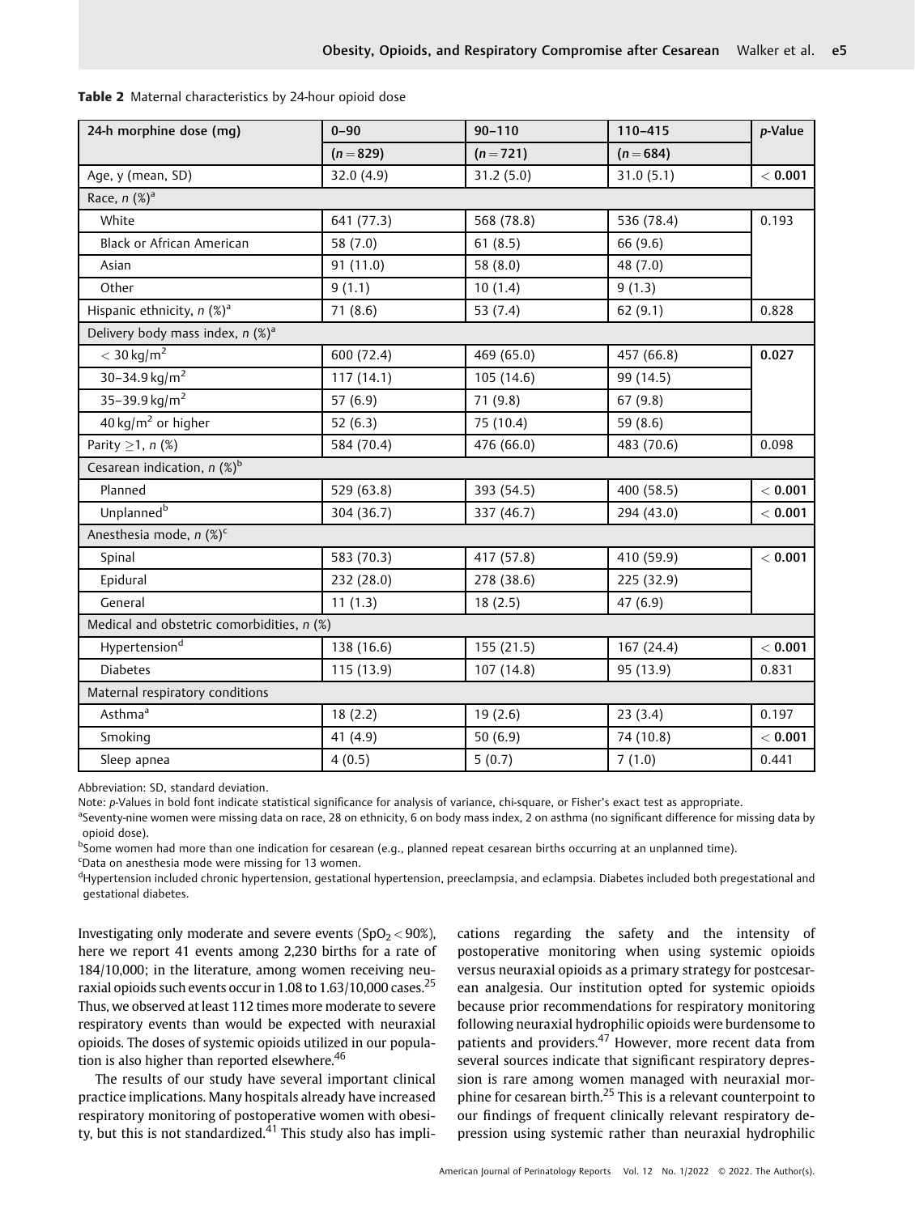**Table 2** Maternal characteristics by 24-hour opioid dose

| 24-h morphine dose (mg) | 0–90 | 90–110 | 110–415 | *p*-Value |
|---|---|---|---|---|
| | ($n = 829$) | ($n = 721$) | ($n = 684$) | |
| Age, y (mean, SD) | 32.0 (4.9) | 31.2 (5.0) | 31.0 (5.1) | **< 0.001** |
| Race, *n* (%)[a] | | | | |
| White | 641 (77.3) | 568 (78.8) | 536 (78.4) | 0.193 |
| Black or African American | 58 (7.0) | 61 (8.5) | 66 (9.6) | |
| Asian | 91 (11.0) | 58 (8.0) | 48 (7.0) | |
| Other | 9 (1.1) | 10 (1.4) | 9 (1.3) | |
| Hispanic ethnicity, *n* (%)[a] | 71 (8.6) | 53 (7.4) | 62 (9.1) | 0.828 |
| Delivery body mass index, *n* (%)[a] | | | | |
| $< 30$ kg/m$^2$ | 600 (72.4) | 469 (65.0) | 457 (66.8) | **0.027** |
| 30–34.9 kg/m$^2$ | 117 (14.1) | 105 (14.6) | 99 (14.5) | |
| 35–39.9 kg/m$^2$ | 57 (6.9) | 71 (9.8) | 67 (9.8) | |
| 40 kg/m$^2$ or higher | 52 (6.3) | 75 (10.4) | 59 (8.6) | |
| Parity $\geq 1$, *n* (%) | 584 (70.4) | 476 (66.0) | 483 (70.6) | 0.098 |
| Cesarean indication, *n* (%)[b] | | | | |
| Planned | 529 (63.8) | 393 (54.5) | 400 (58.5) | **< 0.001** |
| Unplanned[b] | 304 (36.7) | 337 (46.7) | 294 (43.0) | **< 0.001** |
| Anesthesia mode, *n* (%)[c] | | | | |
| Spinal | 583 (70.3) | 417 (57.8) | 410 (59.9) | **< 0.001** |
| Epidural | 232 (28.0) | 278 (38.6) | 225 (32.9) | |
| General | 11 (1.3) | 18 (2.5) | 47 (6.9) | |
| Medical and obstetric comorbidities, *n* (%) | | | | |
| Hypertension[d] | 138 (16.6) | 155 (21.5) | 167 (24.4) | **< 0.001** |
| Diabetes | 115 (13.9) | 107 (14.8) | 95 (13.9) | 0.831 |
| Maternal respiratory conditions | | | | |
| Asthma[a] | 18 (2.2) | 19 (2.6) | 23 (3.4) | 0.197 |
| Smoking | 41 (4.9) | 50 (6.9) | 74 (10.8) | **< 0.001** |
| Sleep apnea | 4 (0.5) | 5 (0.7) | 7 (1.0) | 0.441 |

Abbreviation: SD, standard deviation.

Note: *p*-Values in bold font indicate statistical significance for analysis of variance, chi-square, or Fisher's exact test as appropriate.

[a]Seventy-nine women were missing data on race, 28 on ethnicity, 6 on body mass index, 2 on asthma (no significant difference for missing data by opioid dose).

[b]Some women had more than one indication for cesarean (e.g., planned repeat cesarean births occurring at an unplanned time).

[c]Data on anesthesia mode were missing for 13 women.

[d]Hypertension included chronic hypertension, gestational hypertension, preeclampsia, and eclampsia. Diabetes included both pregestational and gestational diabetes.

Investigating only moderate and severe events ($SpO_2 < 90\%$), here we report 41 events among 2,230 births for a rate of 184/10,000; in the literature, among women receiving neuraxial opioids such events occur in 1.08 to 1.63/10,000 cases.[25] Thus, we observed at least 112 times more moderate to severe respiratory events than would be expected with neuraxial opioids. The doses of systemic opioids utilized in our population is also higher than reported elsewhere.[46]

The results of our study have several important clinical practice implications. Many hospitals already have increased respiratory monitoring of postoperative women with obesity, but this is not standardized.[41] This study also has implications regarding the safety and the intensity of postoperative monitoring when using systemic opioids versus neuraxial opioids as a primary strategy for postcesarean analgesia. Our institution opted for systemic opioids because prior recommendations for respiratory monitoring following neuraxial hydrophilic opioids were burdensome to patients and providers.[47] However, more recent data from several sources indicate that significant respiratory depression is rare among women managed with neuraxial morphine for cesarean birth.[25] This is a relevant counterpoint to our findings of frequent clinically relevant respiratory depression using systemic rather than neuraxial hydrophilic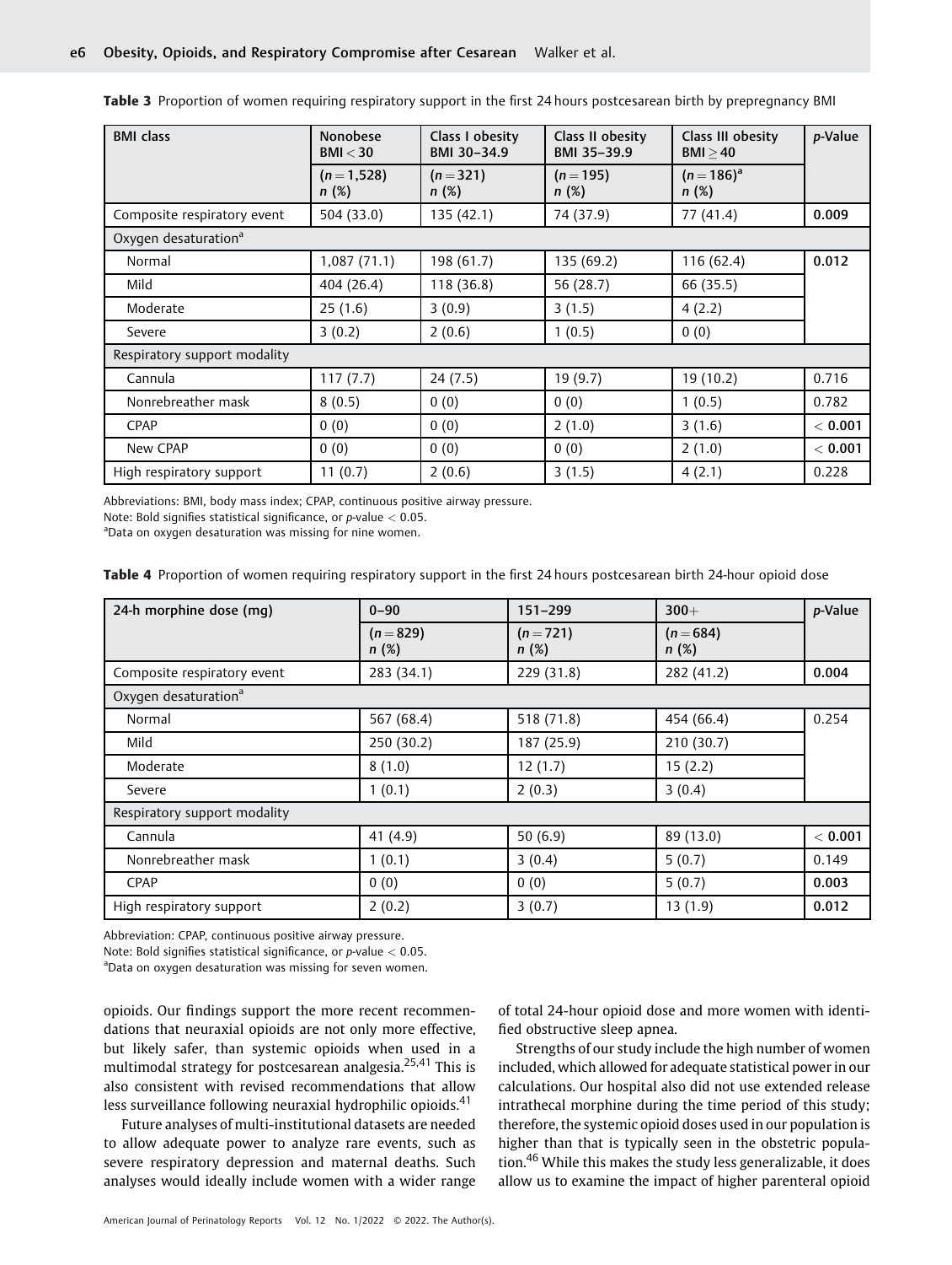**Table 3** Proportion of women requiring respiratory support in the first 24 hours postcesarean birth by prepregnancy BMI

| BMI class | Nonobese BMI < 30 | Class I obesity BMI 30–34.9 | Class II obesity BMI 35–39.9 | Class III obesity BMI ≥ 40 | *p*-Value |
|---|---|---|---|---|---|
| | (*n* = 1,528) *n* (%) | (*n* = 321) *n* (%) | (*n* = 195) *n* (%) | (*n* = 186)[a] *n* (%) | |
| Composite respiratory event | 504 (33.0) | 135 (42.1) | 74 (37.9) | 77 (41.4) | **0.009** |
| Oxygen desaturation[a] | | | | | |
| Normal | 1,087 (71.1) | 198 (61.7) | 135 (69.2) | 116 (62.4) | **0.012** |
| Mild | 404 (26.4) | 118 (36.8) | 56 (28.7) | 66 (35.5) | |
| Moderate | 25 (1.6) | 3 (0.9) | 3 (1.5) | 4 (2.2) | |
| Severe | 3 (0.2) | 2 (0.6) | 1 (0.5) | 0 (0) | |
| Respiratory support modality | | | | | |
| Cannula | 117 (7.7) | 24 (7.5) | 19 (9.7) | 19 (10.2) | 0.716 |
| Nonrebreather mask | 8 (0.5) | 0 (0) | 0 (0) | 1 (0.5) | 0.782 |
| CPAP | 0 (0) | 0 (0) | 2 (1.0) | 3 (1.6) | **< 0.001** |
| New CPAP | 0 (0) | 0 (0) | 0 (0) | 2 (1.0) | **< 0.001** |
| High respiratory support | 11 (0.7) | 2 (0.6) | 3 (1.5) | 4 (2.1) | 0.228 |

Abbreviations: BMI, body mass index; CPAP, continuous positive airway pressure.
Note: Bold signifies statistical significance, or *p*-value < 0.05.
[a]Data on oxygen desaturation was missing for nine women.

**Table 4** Proportion of women requiring respiratory support in the first 24 hours postcesarean birth 24-hour opioid dose

| 24-h morphine dose (mg) | 0–90 | 151–299 | 300+ | *p*-Value |
|---|---|---|---|---|
| | (*n* = 829) *n* (%) | (*n* = 721) *n* (%) | (*n* = 684) *n* (%) | |
| Composite respiratory event | 283 (34.1) | 229 (31.8) | 282 (41.2) | **0.004** |
| Oxygen desaturation[a] | | | | |
| Normal | 567 (68.4) | 518 (71.8) | 454 (66.4) | 0.254 |
| Mild | 250 (30.2) | 187 (25.9) | 210 (30.7) | |
| Moderate | 8 (1.0) | 12 (1.7) | 15 (2.2) | |
| Severe | 1 (0.1) | 2 (0.3) | 3 (0.4) | |
| Respiratory support modality | | | | |
| Cannula | 41 (4.9) | 50 (6.9) | 89 (13.0) | **< 0.001** |
| Nonrebreather mask | 1 (0.1) | 3 (0.4) | 5 (0.7) | 0.149 |
| CPAP | 0 (0) | 0 (0) | 5 (0.7) | **0.003** |
| High respiratory support | 2 (0.2) | 3 (0.7) | 13 (1.9) | **0.012** |

Abbreviation: CPAP, continuous positive airway pressure.
Note: Bold signifies statistical significance, or *p*-value < 0.05.
[a]Data on oxygen desaturation was missing for seven women.

opioids. Our findings support the more recent recommendations that neuraxial opioids are not only more effective, but likely safer, than systemic opioids when used in a multimodal strategy for postcesarean analgesia.[25,41] This is also consistent with revised recommendations that allow less surveillance following neuraxial hydrophilic opioids.[41]

Future analyses of multi-institutional datasets are needed to allow adequate power to analyze rare events, such as severe respiratory depression and maternal deaths. Such analyses would ideally include women with a wider range of total 24-hour opioid dose and more women with identified obstructive sleep apnea.

Strengths of our study include the high number of women included, which allowed for adequate statistical power in our calculations. Our hospital also did not use extended release intrathecal morphine during the time period of this study; therefore, the systemic opioid doses used in our population is higher than that is typically seen in the obstetric population.[46] While this makes the study less generalizable, it does allow us to examine the impact of higher parenteral opioid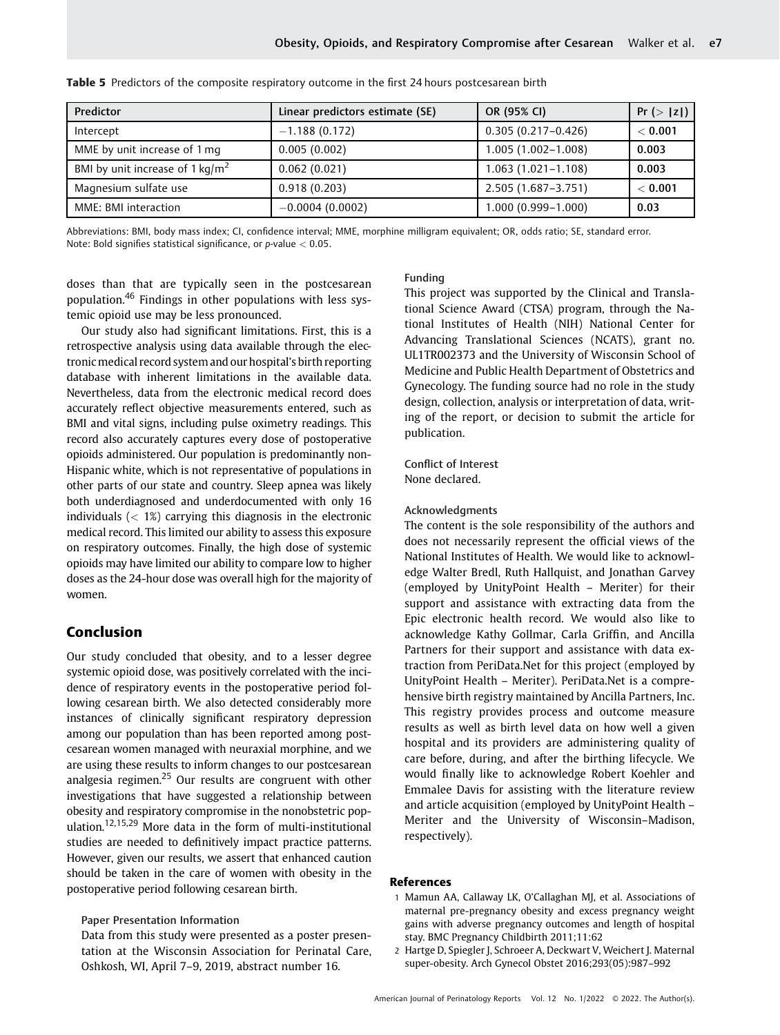**Table 5** Predictors of the composite respiratory outcome in the first 24 hours postcesarean birth

| Predictor | Linear predictors estimate (SE) | OR (95% CI) | Pr (> \|z\|) |
|---|---|---|---|
| Intercept | −1.188 (0.172) | 0.305 (0.217–0.426) | **< 0.001** |
| MME by unit increase of 1 mg | 0.005 (0.002) | 1.005 (1.002–1.008) | **0.003** |
| BMI by unit increase of 1 kg/m$^2$ | 0.062 (0.021) | 1.063 (1.021–1.108) | **0.003** |
| Magnesium sulfate use | 0.918 (0.203) | 2.505 (1.687–3.751) | **< 0.001** |
| MME: BMI interaction | −0.0004 (0.0002) | 1.000 (0.999–1.000) | **0.03** |

Abbreviations: BMI, body mass index; CI, confidence interval; MME, morphine milligram equivalent; OR, odds ratio; SE, standard error.
Note: Bold signifies statistical significance, or $p$-value $< 0.05$.

doses than that are typically seen in the postcesarean population.[46] Findings in other populations with less systemic opioid use may be less pronounced.

Our study also had significant limitations. First, this is a retrospective analysis using data available through the electronic medical record system and our hospital's birth reporting database with inherent limitations in the available data. Nevertheless, data from the electronic medical record does accurately reflect objective measurements entered, such as BMI and vital signs, including pulse oximetry readings. This record also accurately captures every dose of postoperative opioids administered. Our population is predominantly non-Hispanic white, which is not representative of populations in other parts of our state and country. Sleep apnea was likely both underdiagnosed and underdocumented with only 16 individuals (< 1%) carrying this diagnosis in the electronic medical record. This limited our ability to assess this exposure on respiratory outcomes. Finally, the high dose of systemic opioids may have limited our ability to compare low to higher doses as the 24-hour dose was overall high for the majority of women.

## Conclusion

Our study concluded that obesity, and to a lesser degree systemic opioid dose, was positively correlated with the incidence of respiratory events in the postoperative period following cesarean birth. We also detected considerably more instances of clinically significant respiratory depression among our population than has been reported among postcesarean women managed with neuraxial morphine, and we are using these results to inform changes to our postcesarean analgesia regimen.[25] Our results are congruent with other investigations that have suggested a relationship between obesity and respiratory compromise in the nonobstetric population.[12,15,29] More data in the form of multi-institutional studies are needed to definitively impact practice patterns. However, given our results, we assert that enhanced caution should be taken in the care of women with obesity in the postoperative period following cesarean birth.

Paper Presentation Information

Data from this study were presented as a poster presentation at the Wisconsin Association for Perinatal Care, Oshkosh, WI, April 7–9, 2019, abstract number 16.

Funding

This project was supported by the Clinical and Translational Science Award (CTSA) program, through the National Institutes of Health (NIH) National Center for Advancing Translational Sciences (NCATS), grant no. UL1TR002373 and the University of Wisconsin School of Medicine and Public Health Department of Obstetrics and Gynecology. The funding source had no role in the study design, collection, analysis or interpretation of data, writing of the report, or decision to submit the article for publication.

Conflict of Interest

None declared.

Acknowledgments

The content is the sole responsibility of the authors and does not necessarily represent the official views of the National Institutes of Health. We would like to acknowledge Walter Bredl, Ruth Hallquist, and Jonathan Garvey (employed by UnityPoint Health – Meriter) for their support and assistance with extracting data from the Epic electronic health record. We would also like to acknowledge Kathy Gollmar, Carla Griffin, and Ancilla Partners for their support and assistance with data extraction from PeriData.Net for this project (employed by UnityPoint Health – Meriter). PeriData.Net is a comprehensive birth registry maintained by Ancilla Partners, Inc. This registry provides process and outcome measure results as well as birth level data on how well a given hospital and its providers are administering quality of care before, during, and after the birthing lifecycle. We would finally like to acknowledge Robert Koehler and Emmalee Davis for assisting with the literature review and article acquisition (employed by UnityPoint Health – Meriter and the University of Wisconsin–Madison, respectively).

## References

1 Mamun AA, Callaway LK, O'Callaghan MJ, et al. Associations of maternal pre-pregnancy obesity and excess pregnancy weight gains with adverse pregnancy outcomes and length of hospital stay. BMC Pregnancy Childbirth 2011;11:62

2 Hartge D, Spiegler J, Schroeer A, Deckwart V, Weichert J. Maternal super-obesity. Arch Gynecol Obstet 2016;293(05):987–992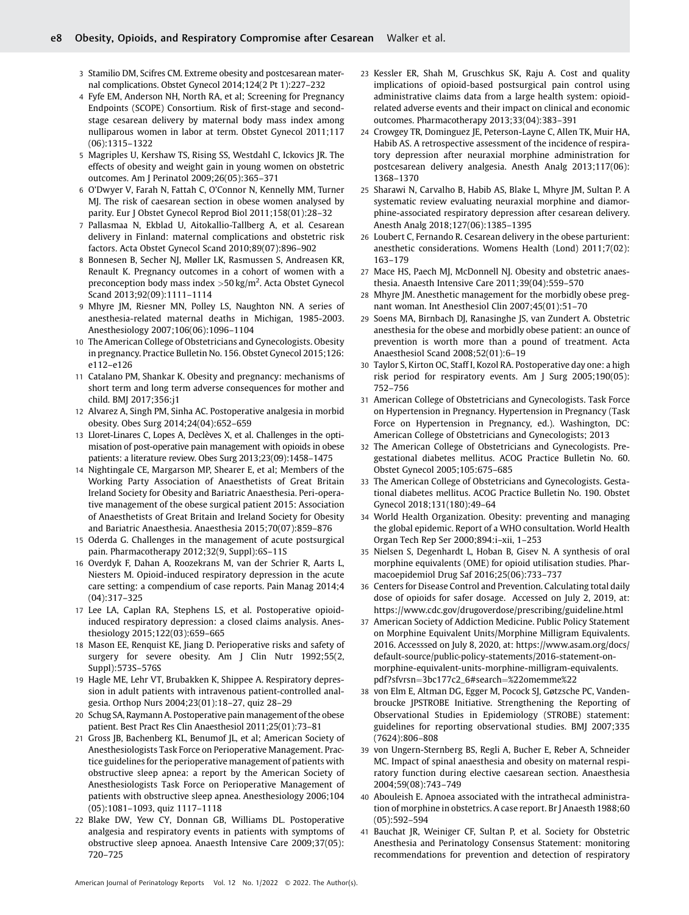3 Stamilio DM, Scifres CM. Extreme obesity and postcesarean maternal complications. Obstet Gynecol 2014;124(2 Pt 1):227–232

4 Fyfe EM, Anderson NH, North RA, et al; Screening for Pregnancy Endpoints (SCOPE) Consortium. Risk of first-stage and second-stage cesarean delivery by maternal body mass index among nulliparous women in labor at term. Obstet Gynecol 2011;117 (06):1315–1322

5 Magriples U, Kershaw TS, Rising SS, Westdahl C, Ickovics JR. The effects of obesity and weight gain in young women on obstetric outcomes. Am J Perinatol 2009;26(05):365–371

6 O'Dwyer V, Farah N, Fattah C, O'Connor N, Kennelly MM, Turner MJ. The risk of caesarean section in obese women analysed by parity. Eur J Obstet Gynecol Reprod Biol 2011;158(01):28–32

7 Pallasmaa N, Ekblad U, Aitokallio-Tallberg A, et al. Cesarean delivery in Finland: maternal complications and obstetric risk factors. Acta Obstet Gynecol Scand 2010;89(07):896–902

8 Bonnesen B, Secher NJ, Møller LK, Rasmussen S, Andreasen KR, Renault K. Pregnancy outcomes in a cohort of women with a preconception body mass index >50 kg/m$^2$. Acta Obstet Gynecol Scand 2013;92(09):1111–1114

9 Mhyre JM, Riesner MN, Polley LS, Naughton NN. A series of anesthesia-related maternal deaths in Michigan, 1985-2003. Anesthesiology 2007;106(06):1096–1104

10 The American College of Obstetricians and Gynecologists. Obesity in pregnancy. Practice Bulletin No. 156. Obstet Gynecol 2015;126: e112–e126

11 Catalano PM, Shankar K. Obesity and pregnancy: mechanisms of short term and long term adverse consequences for mother and child. BMJ 2017;356:j1

12 Alvarez A, Singh PM, Sinha AC. Postoperative analgesia in morbid obesity. Obes Surg 2014;24(04):652–659

13 Lloret-Linares C, Lopes A, Declèves X, et al. Challenges in the optimisation of post-operative pain management with opioids in obese patients: a literature review. Obes Surg 2013;23(09):1458–1475

14 Nightingale CE, Margarson MP, Shearer E, et al; Members of the Working Party Association of Anaesthetists of Great Britain Ireland Society for Obesity and Bariatric Anaesthesia. Peri-operative management of the obese surgical patient 2015: Association of Anaesthetists of Great Britain and Ireland Society for Obesity and Bariatric Anaesthesia. Anaesthesia 2015;70(07):859–876

15 Oderda G. Challenges in the management of acute postsurgical pain. Pharmacotherapy 2012;32(9, Suppl):6S–11S

16 Overdyk F, Dahan A, Roozekrans M, van der Schrier R, Aarts L, Niesters M. Opioid-induced respiratory depression in the acute care setting: a compendium of case reports. Pain Manag 2014;4 (04):317–325

17 Lee LA, Caplan RA, Stephens LS, et al. Postoperative opioid-induced respiratory depression: a closed claims analysis. Anesthesiology 2015;122(03):659–665

18 Mason EE, Renquist KE, Jiang D. Perioperative risks and safety of surgery for severe obesity. Am J Clin Nutr 1992;55(2, Suppl):573S–576S

19 Hagle ME, Lehr VT, Brubakken K, Shippee A. Respiratory depression in adult patients with intravenous patient-controlled analgesia. Orthop Nurs 2004;23(01):18–27, quiz 28–29

20 Schug SA, Raymann A. Postoperative pain management of the obese patient. Best Pract Res Clin Anaesthesiol 2011;25(01):73–81

21 Gross JB, Bachenberg KL, Benumof JL, et al; American Society of Anesthesiologists Task Force on Perioperative Management. Practice guidelines for the perioperative management of patients with obstructive sleep apnea: a report by the American Society of Anesthesiologists Task Force on Perioperative Management of patients with obstructive sleep apnea. Anesthesiology 2006;104 (05):1081–1093, quiz 1117–1118

22 Blake DW, Yew CY, Donnan GB, Williams DL. Postoperative analgesia and respiratory events in patients with symptoms of obstructive sleep apnoea. Anaesth Intensive Care 2009;37(05): 720–725

23 Kessler ER, Shah M, Gruschkus SK, Raju A. Cost and quality implications of opioid-based postsurgical pain control using administrative claims data from a large health system: opioid-related adverse events and their impact on clinical and economic outcomes. Pharmacotherapy 2013;33(04):383–391

24 Crowgey TR, Dominguez JE, Peterson-Layne C, Allen TK, Muir HA, Habib AS. A retrospective assessment of the incidence of respiratory depression after neuraxial morphine administration for postcesarean delivery analgesia. Anesth Analg 2013;117(06): 1368–1370

25 Sharawi N, Carvalho B, Habib AS, Blake L, Mhyre JM, Sultan P. A systematic review evaluating neuraxial morphine and diamorphine-associated respiratory depression after cesarean delivery. Anesth Analg 2018;127(06):1385–1395

26 Loubert C, Fernando R. Cesarean delivery in the obese parturient: anesthetic considerations. Womens Health (Lond) 2011;7(02): 163–179

27 Mace HS, Paech MJ, McDonnell NJ. Obesity and obstetric anaesthesia. Anaesth Intensive Care 2011;39(04):559–570

28 Mhyre JM. Anesthetic management for the morbidly obese pregnant woman. Int Anesthesiol Clin 2007;45(01):51–70

29 Soens MA, Birnbach DJ, Ranasinghe JS, van Zundert A. Obstetric anesthesia for the obese and morbidly obese patient: an ounce of prevention is worth more than a pound of treatment. Acta Anaesthesiol Scand 2008;52(01):6–19

30 Taylor S, Kirton OC, Staff I, Kozol RA. Postoperative day one: a high risk period for respiratory events. Am J Surg 2005;190(05): 752–756

31 American College of Obstetricians and Gynecologists. Task Force on Hypertension in Pregnancy. Hypertension in Pregnancy (Task Force on Hypertension in Pregnancy, ed.). Washington, DC: American College of Obstetricians and Gynecologists; 2013

32 The American College of Obstetricians and Gynecologists. Pregestational diabetes mellitus. ACOG Practice Bulletin No. 60. Obstet Gynecol 2005;105:675–685

33 The American College of Obstetricians and Gynecologists. Gestational diabetes mellitus. ACOG Practice Bulletin No. 190. Obstet Gynecol 2018;131(180):49–64

34 World Health Organization. Obesity: preventing and managing the global epidemic. Report of a WHO consultation. World Health Organ Tech Rep Ser 2000;894:i–xii, 1–253

35 Nielsen S, Degenhardt L, Hoban B, Gisev N. A synthesis of oral morphine equivalents (OME) for opioid utilisation studies. Pharmacoepidemiol Drug Saf 2016;25(06):733–737

36 Centers for Disease Control and Prevention. Calculating total daily dose of opioids for safer dosage. Accessed on July 2, 2019, at: https://www.cdc.gov/drugoverdose/prescribing/guideline.html

37 American Society of Addiction Medicine. Public Policy Statement on Morphine Equivalent Units/Morphine Milligram Equivalents. 2016. Accesssed on July 8, 2020, at: https://www.asam.org/docs/default-source/public-policy-statements/2016-statement-on-morphine-equivalent-units-morphine-milligram-equivalents.pdf?sfvrsn=3bc177c2_6#search=%22omemme%22

38 von Elm E, Altman DG, Egger M, Pocock SJ, Gøtzsche PC, Vandenbroucke JPSTROBE Initiative. Strengthening the Reporting of Observational Studies in Epidemiology (STROBE) statement: guidelines for reporting observational studies. BMJ 2007;335 (7624):806–808

39 von Ungern-Sternberg BS, Regli A, Bucher E, Reber A, Schneider MC. Impact of spinal anaesthesia and obesity on maternal respiratory function during elective caesarean section. Anaesthesia 2004;59(08):743–749

40 Abouleish E. Apnoea associated with the intrathecal administration of morphine in obstetrics. A case report. Br J Anaesth 1988;60 (05):592–594

41 Bauchat JR, Weiniger CF, Sultan P, et al. Society for Obstetric Anesthesia and Perinatology Consensus Statement: monitoring recommendations for prevention and detection of respiratory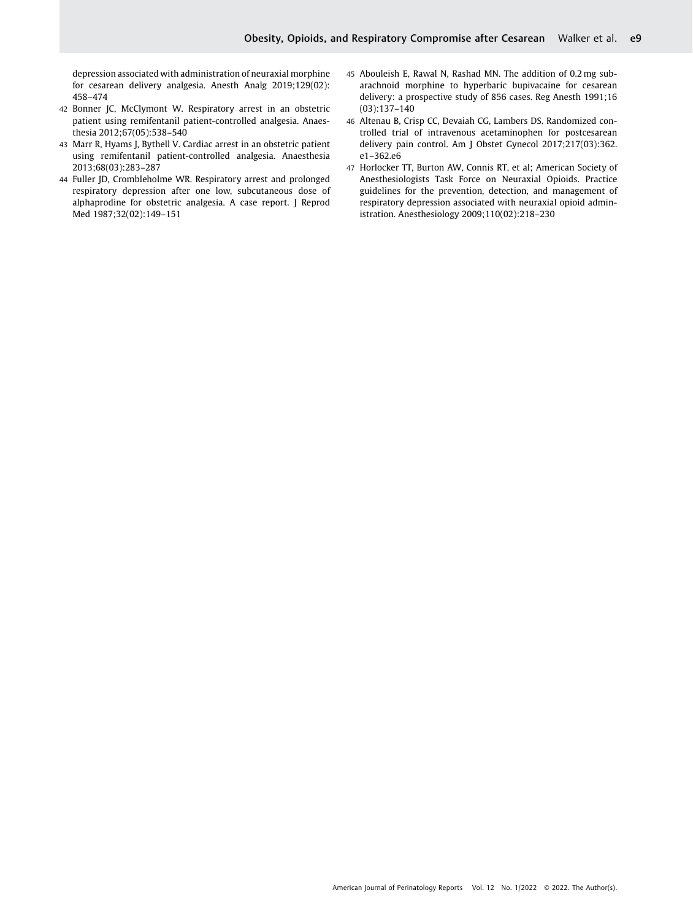depression associated with administration of neuraxial morphine for cesarean delivery analgesia. Anesth Analg 2019;129(02): 458–474

42 Bonner JC, McClymont W. Respiratory arrest in an obstetric patient using remifentanil patient-controlled analgesia. Anaesthesia 2012;67(05):538–540

43 Marr R, Hyams J, Bythell V. Cardiac arrest in an obstetric patient using remifentanil patient-controlled analgesia. Anaesthesia 2013;68(03):283–287

44 Fuller JD, Crombleholme WR. Respiratory arrest and prolonged respiratory depression after one low, subcutaneous dose of alphaprodine for obstetric analgesia. A case report. J Reprod Med 1987;32(02):149–151

45 Abouleish E, Rawal N, Rashad MN. The addition of 0.2 mg subarachnoid morphine to hyperbaric bupivacaine for cesarean delivery: a prospective study of 856 cases. Reg Anesth 1991;16 (03):137–140

46 Altenau B, Crisp CC, Devaiah CG, Lambers DS. Randomized controlled trial of intravenous acetaminophen for postcesarean delivery pain control. Am J Obstet Gynecol 2017;217(03):362.e1–362.e6

47 Horlocker TT, Burton AW, Connis RT, et al; American Society of Anesthesiologists Task Force on Neuraxial Opioids. Practice guidelines for the prevention, detection, and management of respiratory depression associated with neuraxial opioid administration. Anesthesiology 2009;110(02):218–230